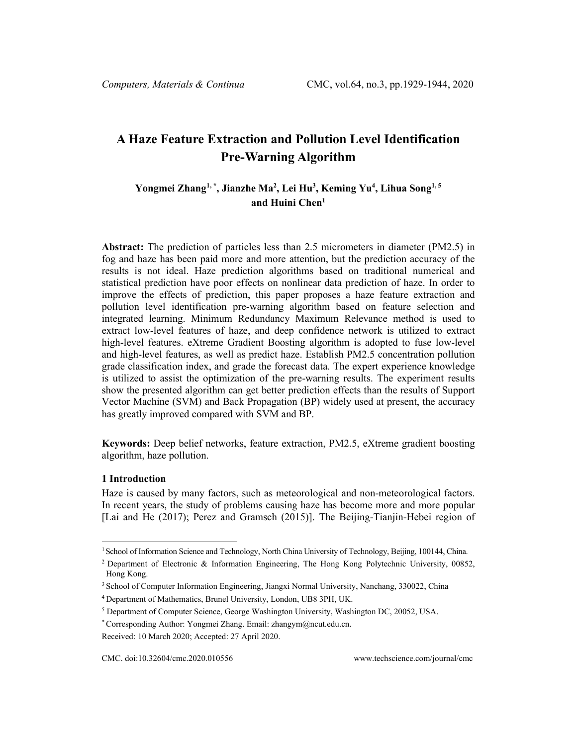# A Haze Feature Extraction and Pollution Level Identification Pre-Warning Algorithm

**Yongmei Zhang[1, *], Jianzhe Ma[2], Lei Hu[3], Keming Yu[4], Lihua Song[1, 5] and Huini Chen[1]**

**Abstract:** The prediction of particles less than 2.5 micrometers in diameter (PM2.5) in fog and haze has been paid more and more attention, but the prediction accuracy of the results is not ideal. Haze prediction algorithms based on traditional numerical and statistical prediction have poor effects on nonlinear data prediction of haze. In order to improve the effects of prediction, this paper proposes a haze feature extraction and pollution level identification pre-warning algorithm based on feature selection and integrated learning. Minimum Redundancy Maximum Relevance method is used to extract low-level features of haze, and deep confidence network is utilized to extract high-level features. eXtreme Gradient Boosting algorithm is adopted to fuse low-level and high-level features, as well as predict haze. Establish PM2.5 concentration pollution grade classification index, and grade the forecast data. The expert experience knowledge is utilized to assist the optimization of the pre-warning results. The experiment results show the presented algorithm can get better prediction effects than the results of Support Vector Machine (SVM) and Back Propagation (BP) widely used at present, the accuracy has greatly improved compared with SVM and BP.

**Keywords:** Deep belief networks, feature extraction, PM2.5, eXtreme gradient boosting algorithm, haze pollution.

## 1 Introduction

Haze is caused by many factors, such as meteorological and non-meteorological factors. In recent years, the study of problems causing haze has become more and more popular [Lai and He (2017); Perez and Gramsch (2015)]. The Beijing-Tianjin-Hebei region of

---

[1] School of Information Science and Technology, North China University of Technology, Beijing, 100144, China.

[2] Department of Electronic & Information Engineering, The Hong Kong Polytechnic University, 00852, Hong Kong.

[3] School of Computer Information Engineering, Jiangxi Normal University, Nanchang, 330022, China

[4] Department of Mathematics, Brunel University, London, UB8 3PH, UK.

[5] Department of Computer Science, George Washington University, Washington DC, 20052, USA.

[*] Corresponding Author: Yongmei Zhang. Email: zhangym@ncut.edu.cn.

Received: 10 March 2020; Accepted: 27 April 2020.

CMC. doi:10.32604/cmc.2020.010556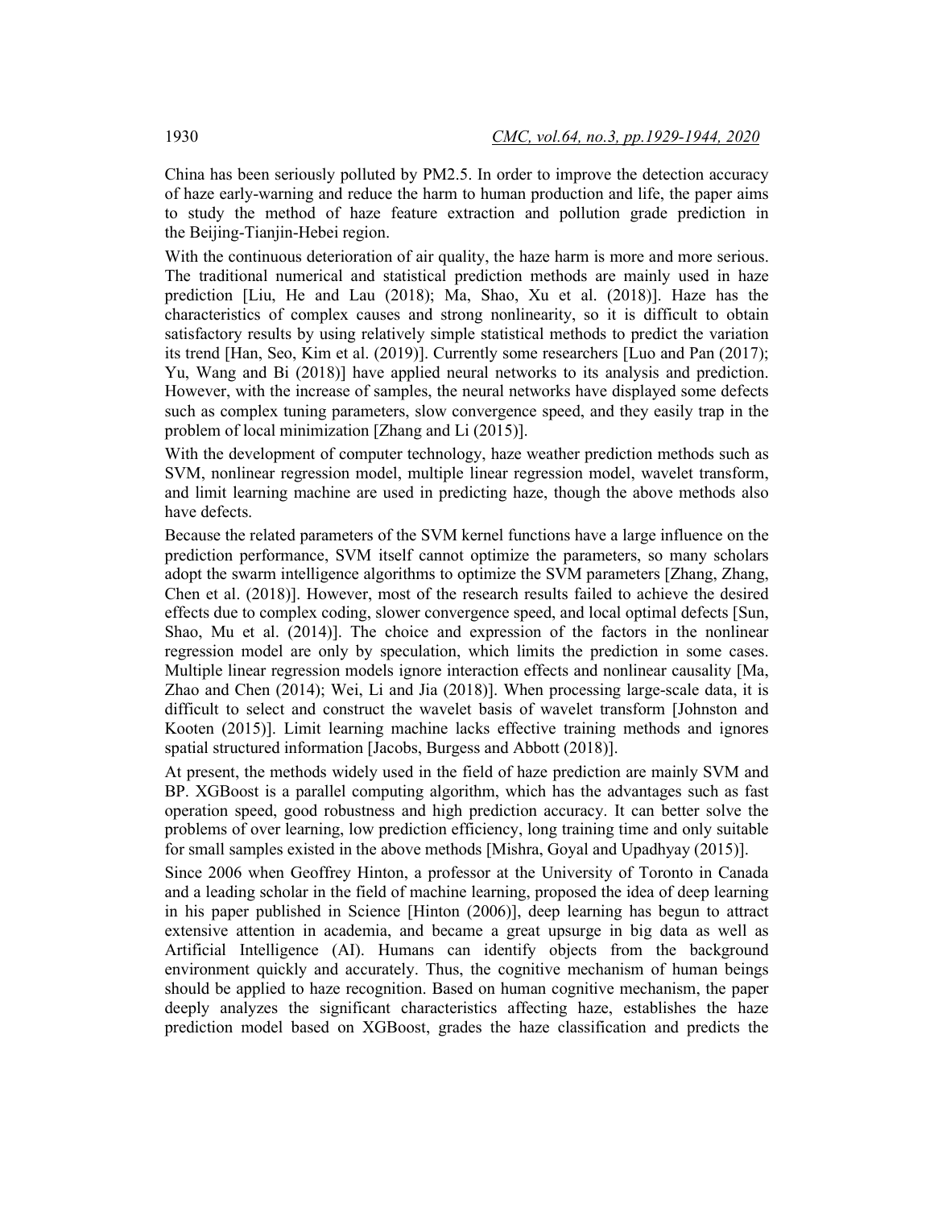China has been seriously polluted by PM2.5. In order to improve the detection accuracy of haze early-warning and reduce the harm to human production and life, the paper aims to study the method of haze feature extraction and pollution grade prediction in the Beijing-Tianjin-Hebei region.

With the continuous deterioration of air quality, the haze harm is more and more serious. The traditional numerical and statistical prediction methods are mainly used in haze prediction [Liu, He and Lau (2018); Ma, Shao, Xu et al. (2018)]. Haze has the characteristics of complex causes and strong nonlinearity, so it is difficult to obtain satisfactory results by using relatively simple statistical methods to predict the variation its trend [Han, Seo, Kim et al. (2019)]. Currently some researchers [Luo and Pan (2017); Yu, Wang and Bi (2018)] have applied neural networks to its analysis and prediction. However, with the increase of samples, the neural networks have displayed some defects such as complex tuning parameters, slow convergence speed, and they easily trap in the problem of local minimization [Zhang and Li (2015)].

With the development of computer technology, haze weather prediction methods such as SVM, nonlinear regression model, multiple linear regression model, wavelet transform, and limit learning machine are used in predicting haze, though the above methods also have defects.

Because the related parameters of the SVM kernel functions have a large influence on the prediction performance, SVM itself cannot optimize the parameters, so many scholars adopt the swarm intelligence algorithms to optimize the SVM parameters [Zhang, Zhang, Chen et al. (2018)]. However, most of the research results failed to achieve the desired effects due to complex coding, slower convergence speed, and local optimal defects [Sun, Shao, Mu et al. (2014)]. The choice and expression of the factors in the nonlinear regression model are only by speculation, which limits the prediction in some cases. Multiple linear regression models ignore interaction effects and nonlinear causality [Ma, Zhao and Chen (2014); Wei, Li and Jia (2018)]. When processing large-scale data, it is difficult to select and construct the wavelet basis of wavelet transform [Johnston and Kooten (2015)]. Limit learning machine lacks effective training methods and ignores spatial structured information [Jacobs, Burgess and Abbott (2018)].

At present, the methods widely used in the field of haze prediction are mainly SVM and BP. XGBoost is a parallel computing algorithm, which has the advantages such as fast operation speed, good robustness and high prediction accuracy. It can better solve the problems of over learning, low prediction efficiency, long training time and only suitable for small samples existed in the above methods [Mishra, Goyal and Upadhyay (2015)].

Since 2006 when Geoffrey Hinton, a professor at the University of Toronto in Canada and a leading scholar in the field of machine learning, proposed the idea of deep learning in his paper published in Science [Hinton (2006)], deep learning has begun to attract extensive attention in academia, and became a great upsurge in big data as well as Artificial Intelligence (AI). Humans can identify objects from the background environment quickly and accurately. Thus, the cognitive mechanism of human beings should be applied to haze recognition. Based on human cognitive mechanism, the paper deeply analyzes the significant characteristics affecting haze, establishes the haze prediction model based on XGBoost, grades the haze classification and predicts the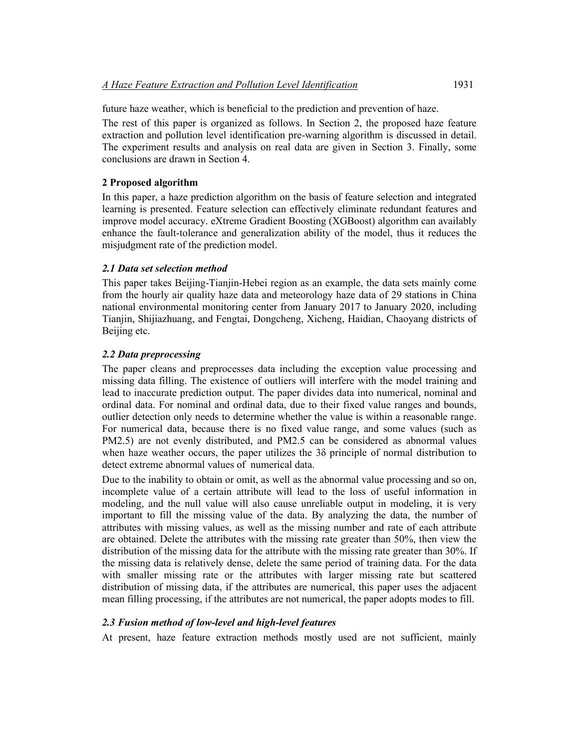future haze weather, which is beneficial to the prediction and prevention of haze.

The rest of this paper is organized as follows. In Section 2, the proposed haze feature extraction and pollution level identification pre-warning algorithm is discussed in detail. The experiment results and analysis on real data are given in Section 3. Finally, some conclusions are drawn in Section 4.

## 2 Proposed algorithm

In this paper, a haze prediction algorithm on the basis of feature selection and integrated learning is presented. Feature selection can effectively eliminate redundant features and improve model accuracy. eXtreme Gradient Boosting (XGBoost) algorithm can availably enhance the fault-tolerance and generalization ability of the model, thus it reduces the misjudgment rate of the prediction model.

### *2.1 Data set selection method*

This paper takes Beijing-Tianjin-Hebei region as an example, the data sets mainly come from the hourly air quality haze data and meteorology haze data of 29 stations in China national environmental monitoring center from January 2017 to January 2020, including Tianjin, Shijiazhuang, and Fengtai, Dongcheng, Xicheng, Haidian, Chaoyang districts of Beijing etc.

### *2.2 Data preprocessing*

The paper cleans and preprocesses data including the exception value processing and missing data filling. The existence of outliers will interfere with the model training and lead to inaccurate prediction output. The paper divides data into numerical, nominal and ordinal data. For nominal and ordinal data, due to their fixed value ranges and bounds, outlier detection only needs to determine whether the value is within a reasonable range. For numerical data, because there is no fixed value range, and some values (such as PM2.5) are not evenly distributed, and PM2.5 can be considered as abnormal values when haze weather occurs, the paper utilizes the 3δ principle of normal distribution to detect extreme abnormal values of numerical data.

Due to the inability to obtain or omit, as well as the abnormal value processing and so on, incomplete value of a certain attribute will lead to the loss of useful information in modeling, and the null value will also cause unreliable output in modeling, it is very important to fill the missing value of the data. By analyzing the data, the number of attributes with missing values, as well as the missing number and rate of each attribute are obtained. Delete the attributes with the missing rate greater than 50%, then view the distribution of the missing data for the attribute with the missing rate greater than 30%. If the missing data is relatively dense, delete the same period of training data. For the data with smaller missing rate or the attributes with larger missing rate but scattered distribution of missing data, if the attributes are numerical, this paper uses the adjacent mean filling processing, if the attributes are not numerical, the paper adopts modes to fill.

### *2.3 Fusion method of low-level and high-level features*

At present, haze feature extraction methods mostly used are not sufficient, mainly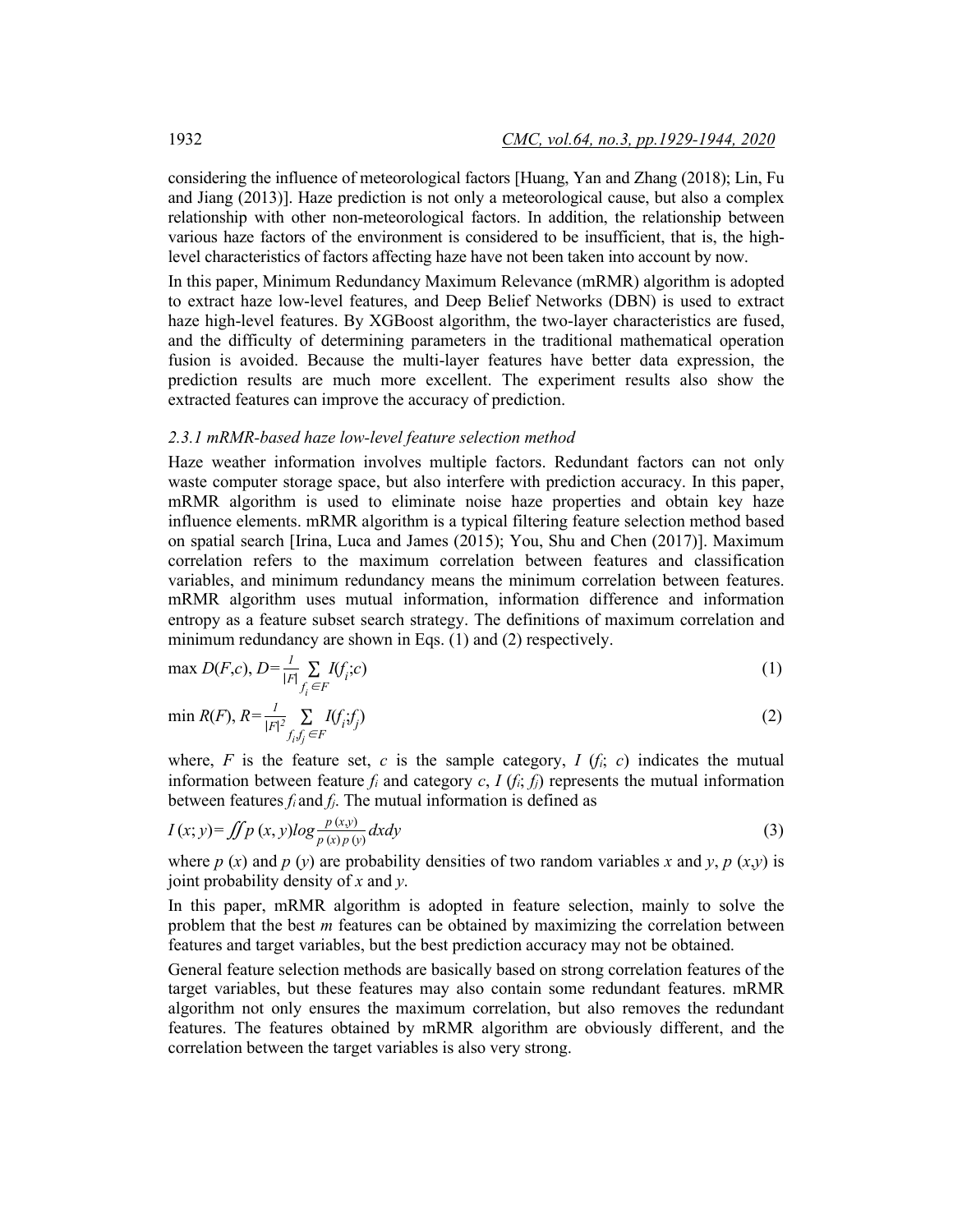considering the influence of meteorological factors [Huang, Yan and Zhang (2018); Lin, Fu and Jiang (2013)]. Haze prediction is not only a meteorological cause, but also a complex relationship with other non-meteorological factors. In addition, the relationship between various haze factors of the environment is considered to be insufficient, that is, the high-level characteristics of factors affecting haze have not been taken into account by now.

In this paper, Minimum Redundancy Maximum Relevance (mRMR) algorithm is adopted to extract haze low-level features, and Deep Belief Networks (DBN) is used to extract haze high-level features. By XGBoost algorithm, the two-layer characteristics are fused, and the difficulty of determining parameters in the traditional mathematical operation fusion is avoided. Because the multi-layer features have better data expression, the prediction results are much more excellent. The experiment results also show the extracted features can improve the accuracy of prediction.

#### *2.3.1 mRMR-based haze low-level feature selection method*

Haze weather information involves multiple factors. Redundant factors can not only waste computer storage space, but also interfere with prediction accuracy. In this paper, mRMR algorithm is used to eliminate noise haze properties and obtain key haze influence elements. mRMR algorithm is a typical filtering feature selection method based on spatial search [Irina, Luca and James (2015); You, Shu and Chen (2017)]. Maximum correlation refers to the maximum correlation between features and classification variables, and minimum redundancy means the minimum correlation between features. mRMR algorithm uses mutual information, information difference and information entropy as a feature subset search strategy. The definitions of maximum correlation and minimum redundancy are shown in Eqs. (1) and (2) respectively.

$$\max D(F,c),\ D=\frac{1}{|F|}\sum_{f_i\in F} I(f_i;c) \tag{1}$$

$$\min R(F),\ R=\frac{1}{|F|^2}\sum_{f_i,f_j\in F} I(f_i;f_j) \tag{2}$$

where, $F$ is the feature set, $c$ is the sample category, $I(f_i;c)$ indicates the mutual information between feature $f_i$ and category $c$, $I(f_i;f_j)$ represents the mutual information between features $f_i$ and $f_j$. The mutual information is defined as

$$I(x;y)=\iint p(x,y)\log\frac{p(x,y)}{p(x)p(y)}dxdy \tag{3}$$

where $p(x)$ and $p(y)$ are probability densities of two random variables $x$ and $y$, $p(x,y)$ is joint probability density of $x$ and $y$.

In this paper, mRMR algorithm is adopted in feature selection, mainly to solve the problem that the best $m$ features can be obtained by maximizing the correlation between features and target variables, but the best prediction accuracy may not be obtained.

General feature selection methods are basically based on strong correlation features of the target variables, but these features may also contain some redundant features. mRMR algorithm not only ensures the maximum correlation, but also removes the redundant features. The features obtained by mRMR algorithm are obviously different, and the correlation between the target variables is also very strong.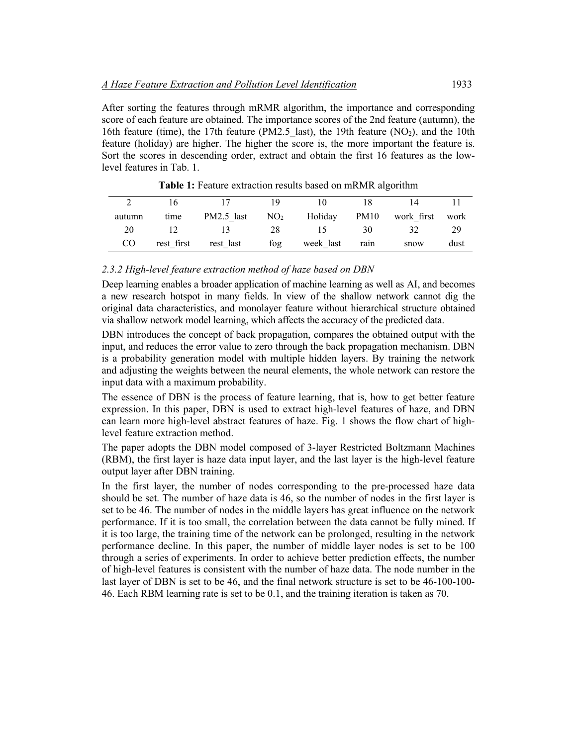After sorting the features through mRMR algorithm, the importance and corresponding score of each feature are obtained. The importance scores of the 2nd feature (autumn), the 16th feature (time), the 17th feature (PM2.5_last), the 19th feature ($NO_2$), and the 10th feature (holiday) are higher. The higher the score is, the more important the feature is. Sort the scores in descending order, extract and obtain the first 16 features as the low-level features in Tab. 1.

**Table 1:** Feature extraction results based on mRMR algorithm

| 2 | 16 | 17 | 19 | 10 | 18 | 14 | 11 |
|---|---|---|---|---|---|---|---|
| autumn | time | PM2.5_last | $NO_2$ | Holiday | PM10 | work_first | work |
| 20 | 12 | 13 | 28 | 15 | 30 | 32 | 29 |
| CO | rest_first | rest_last | fog | week_last | rain | snow | dust |

### 2.3.2 High-level feature extraction method of haze based on DBN

Deep learning enables a broader application of machine learning as well as AI, and becomes a new research hotspot in many fields. In view of the shallow network cannot dig the original data characteristics, and monolayer feature without hierarchical structure obtained via shallow network model learning, which affects the accuracy of the predicted data.

DBN introduces the concept of back propagation, compares the obtained output with the input, and reduces the error value to zero through the back propagation mechanism. DBN is a probability generation model with multiple hidden layers. By training the network and adjusting the weights between the neural elements, the whole network can restore the input data with a maximum probability.

The essence of DBN is the process of feature learning, that is, how to get better feature expression. In this paper, DBN is used to extract high-level features of haze, and DBN can learn more high-level abstract features of haze. Fig. 1 shows the flow chart of high-level feature extraction method.

The paper adopts the DBN model composed of 3-layer Restricted Boltzmann Machines (RBM), the first layer is haze data input layer, and the last layer is the high-level feature output layer after DBN training.

In the first layer, the number of nodes corresponding to the pre-processed haze data should be set. The number of haze data is 46, so the number of nodes in the first layer is set to be 46. The number of nodes in the middle layers has great influence on the network performance. If it is too small, the correlation between the data cannot be fully mined. If it is too large, the training time of the network can be prolonged, resulting in the network performance decline. In this paper, the number of middle layer nodes is set to be 100 through a series of experiments. In order to achieve better prediction effects, the number of high-level features is consistent with the number of haze data. The node number in the last layer of DBN is set to be 46, and the final network structure is set to be 46-100-100-46. Each RBM learning rate is set to be 0.1, and the training iteration is taken as 70.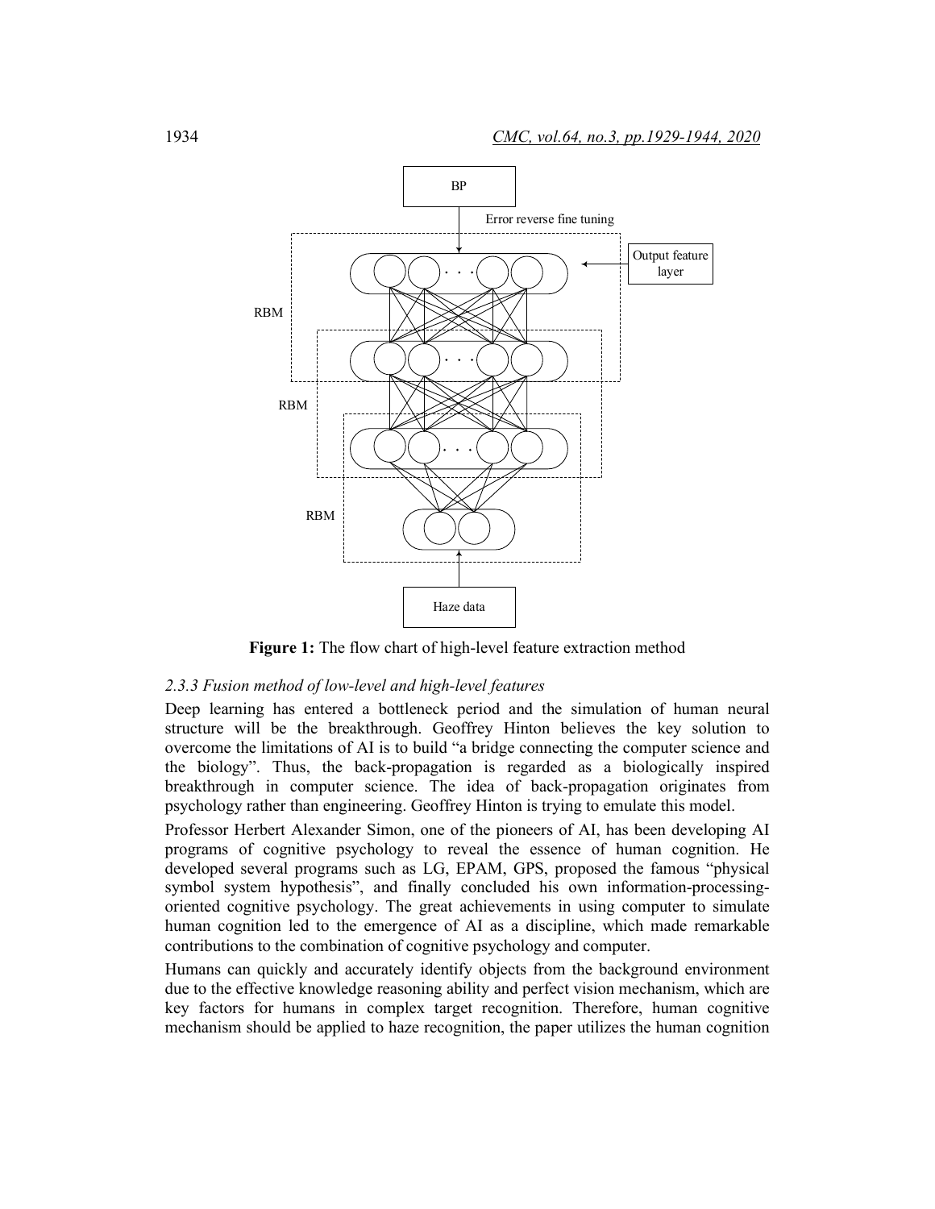**Figure 1:** The flow chart of high-level feature extraction method

### *2.3.3 Fusion method of low-level and high-level features*

Deep learning has entered a bottleneck period and the simulation of human neural structure will be the breakthrough. Geoffrey Hinton believes the key solution to overcome the limitations of AI is to build "a bridge connecting the computer science and the biology". Thus, the back-propagation is regarded as a biologically inspired breakthrough in computer science. The idea of back-propagation originates from psychology rather than engineering. Geoffrey Hinton is trying to emulate this model.

Professor Herbert Alexander Simon, one of the pioneers of AI, has been developing AI programs of cognitive psychology to reveal the essence of human cognition. He developed several programs such as LG, EPAM, GPS, proposed the famous "physical symbol system hypothesis", and finally concluded his own information-processing-oriented cognitive psychology. The great achievements in using computer to simulate human cognition led to the emergence of AI as a discipline, which made remarkable contributions to the combination of cognitive psychology and computer.

Humans can quickly and accurately identify objects from the background environment due to the effective knowledge reasoning ability and perfect vision mechanism, which are key factors for humans in complex target recognition. Therefore, human cognitive mechanism should be applied to haze recognition, the paper utilizes the human cognition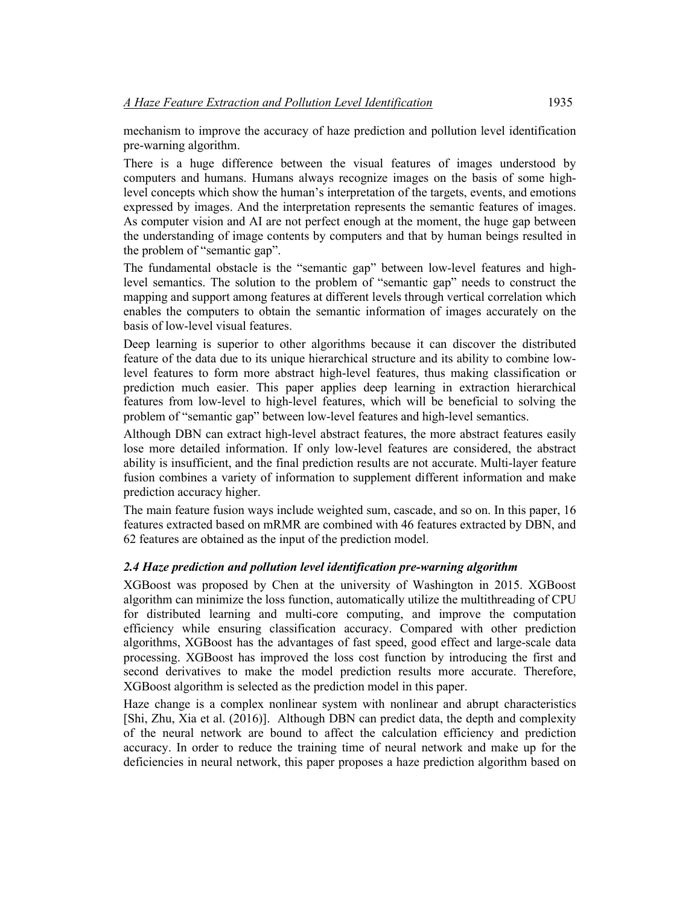mechanism to improve the accuracy of haze prediction and pollution level identification pre-warning algorithm.

There is a huge difference between the visual features of images understood by computers and humans. Humans always recognize images on the basis of some high-level concepts which show the human's interpretation of the targets, events, and emotions expressed by images. And the interpretation represents the semantic features of images. As computer vision and AI are not perfect enough at the moment, the huge gap between the understanding of image contents by computers and that by human beings resulted in the problem of "semantic gap".

The fundamental obstacle is the "semantic gap" between low-level features and high-level semantics. The solution to the problem of "semantic gap" needs to construct the mapping and support among features at different levels through vertical correlation which enables the computers to obtain the semantic information of images accurately on the basis of low-level visual features.

Deep learning is superior to other algorithms because it can discover the distributed feature of the data due to its unique hierarchical structure and its ability to combine low-level features to form more abstract high-level features, thus making classification or prediction much easier. This paper applies deep learning in extraction hierarchical features from low-level to high-level features, which will be beneficial to solving the problem of "semantic gap" between low-level features and high-level semantics.

Although DBN can extract high-level abstract features, the more abstract features easily lose more detailed information. If only low-level features are considered, the abstract ability is insufficient, and the final prediction results are not accurate. Multi-layer feature fusion combines a variety of information to supplement different information and make prediction accuracy higher.

The main feature fusion ways include weighted sum, cascade, and so on. In this paper, 16 features extracted based on mRMR are combined with 46 features extracted by DBN, and 62 features are obtained as the input of the prediction model.

### *2.4 Haze prediction and pollution level identification pre-warning algorithm*

XGBoost was proposed by Chen at the university of Washington in 2015. XGBoost algorithm can minimize the loss function, automatically utilize the multithreading of CPU for distributed learning and multi-core computing, and improve the computation efficiency while ensuring classification accuracy. Compared with other prediction algorithms, XGBoost has the advantages of fast speed, good effect and large-scale data processing. XGBoost has improved the loss cost function by introducing the first and second derivatives to make the model prediction results more accurate. Therefore, XGBoost algorithm is selected as the prediction model in this paper.

Haze change is a complex nonlinear system with nonlinear and abrupt characteristics [Shi, Zhu, Xia et al. (2016)]. Although DBN can predict data, the depth and complexity of the neural network are bound to affect the calculation efficiency and prediction accuracy. In order to reduce the training time of neural network and make up for the deficiencies in neural network, this paper proposes a haze prediction algorithm based on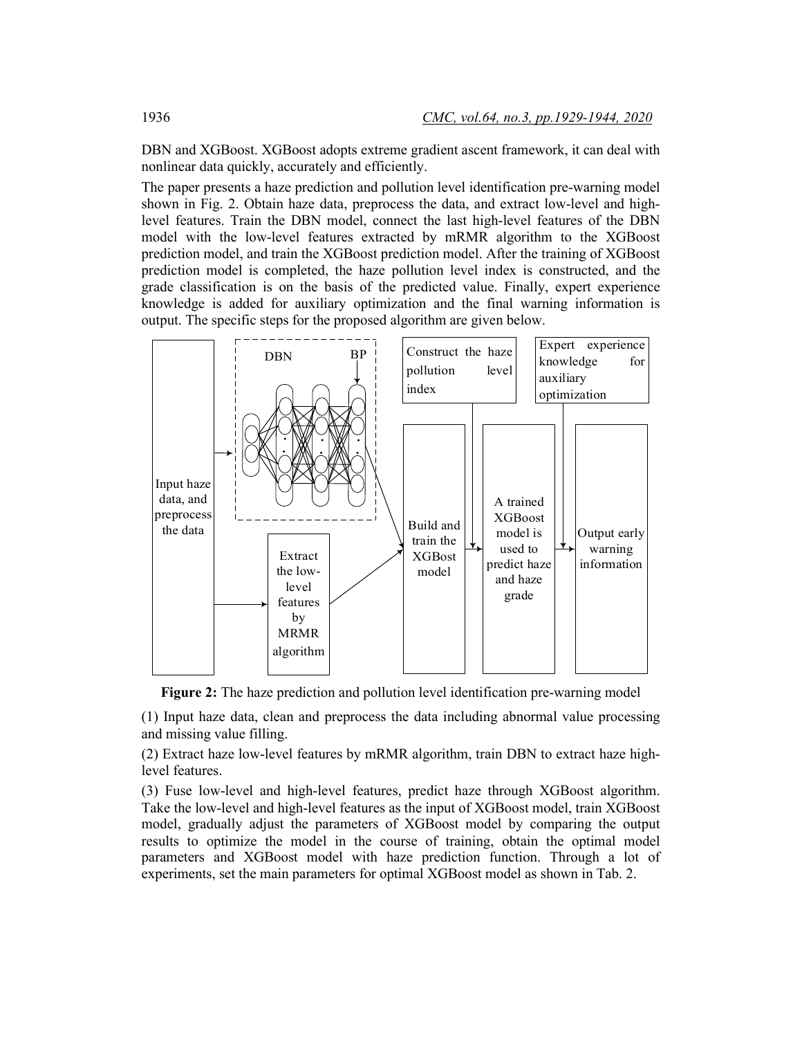DBN and XGBoost. XGBoost adopts extreme gradient ascent framework, it can deal with nonlinear data quickly, accurately and efficiently.

The paper presents a haze prediction and pollution level identification pre-warning model shown in Fig. 2. Obtain haze data, preprocess the data, and extract low-level and high-level features. Train the DBN model, connect the last high-level features of the DBN model with the low-level features extracted by mRMR algorithm to the XGBoost prediction model, and train the XGBoost prediction model. After the training of XGBoost prediction model is completed, the haze pollution level index is constructed, and the grade classification is on the basis of the predicted value. Finally, expert experience knowledge is added for auxiliary optimization and the final warning information is output. The specific steps for the proposed algorithm are given below.

**Figure 2:** The haze prediction and pollution level identification pre-warning model

(1) Input haze data, clean and preprocess the data including abnormal value processing and missing value filling.

(2) Extract haze low-level features by mRMR algorithm, train DBN to extract haze high-level features.

(3) Fuse low-level and high-level features, predict haze through XGBoost algorithm. Take the low-level and high-level features as the input of XGBoost model, train XGBoost model, gradually adjust the parameters of XGBoost model by comparing the output results to optimize the model in the course of training, obtain the optimal model parameters and XGBoost model with haze prediction function. Through a lot of experiments, set the main parameters for optimal XGBoost model as shown in Tab. 2.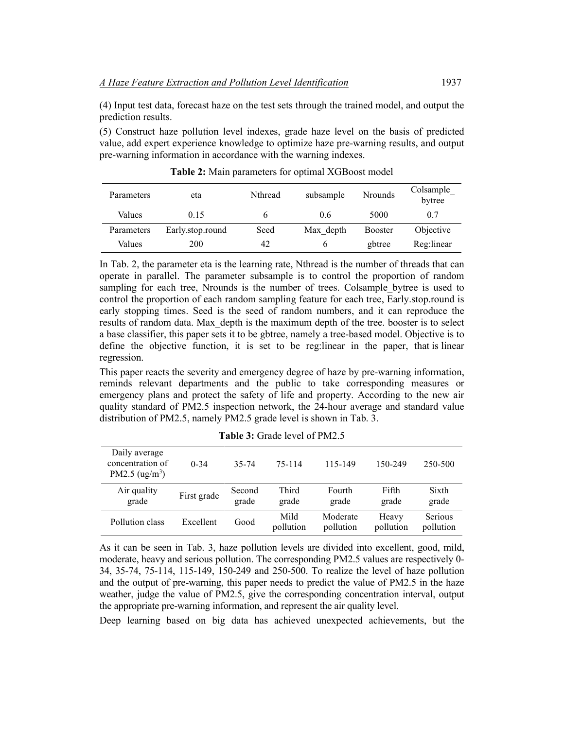(4) Input test data, forecast haze on the test sets through the trained model, and output the prediction results.

(5) Construct haze pollution level indexes, grade haze level on the basis of predicted value, add expert experience knowledge to optimize haze pre-warning results, and output pre-warning information in accordance with the warning indexes.

**Table 2:** Main parameters for optimal XGBoost model

| Parameters | eta | Nthread | subsample | Nrounds | Colsample_bytree |
|---|---|---|---|---|---|
| Values | 0.15 | 6 | 0.6 | 5000 | 0.7 |
| Parameters | Early.stop.round | Seed | Max_depth | Booster | Objective |
| Values | 200 | 42 | 6 | gbtree | Reg:linear |

In Tab. 2, the parameter eta is the learning rate, Nthread is the number of threads that can operate in parallel. The parameter subsample is to control the proportion of random sampling for each tree, Nrounds is the number of trees. Colsample_bytree is used to control the proportion of each random sampling feature for each tree, Early.stop.round is early stopping times. Seed is the seed of random numbers, and it can reproduce the results of random data. Max_depth is the maximum depth of the tree. booster is to select a base classifier, this paper sets it to be gbtree, namely a tree-based model. Objective is to define the objective function, it is set to be reg:linear in the paper, that is linear regression.

This paper reacts the severity and emergency degree of haze by pre-warning information, reminds relevant departments and the public to take corresponding measures or emergency plans and protect the safety of life and property. According to the new air quality standard of PM2.5 inspection network, the 24-hour average and standard value distribution of PM2.5, namely PM2.5 grade level is shown in Tab. 3.

**Table 3:** Grade level of PM2.5

| Daily average concentration of PM2.5 (ug/m$^3$) | 0-34 | 35-74 | 75-114 | 115-149 | 150-249 | 250-500 |
|---|---|---|---|---|---|---|
| Air quality grade | First grade | Second grade | Third grade | Fourth grade | Fifth grade | Sixth grade |
| Pollution class | Excellent | Good | Mild pollution | Moderate pollution | Heavy pollution | Serious pollution |

As it can be seen in Tab. 3, haze pollution levels are divided into excellent, good, mild, moderate, heavy and serious pollution. The corresponding PM2.5 values are respectively 0-34, 35-74, 75-114, 115-149, 150-249 and 250-500. To realize the level of haze pollution and the output of pre-warning, this paper needs to predict the value of PM2.5 in the haze weather, judge the value of PM2.5, give the corresponding concentration interval, output the appropriate pre-warning information, and represent the air quality level.

Deep learning based on big data has achieved unexpected achievements, but the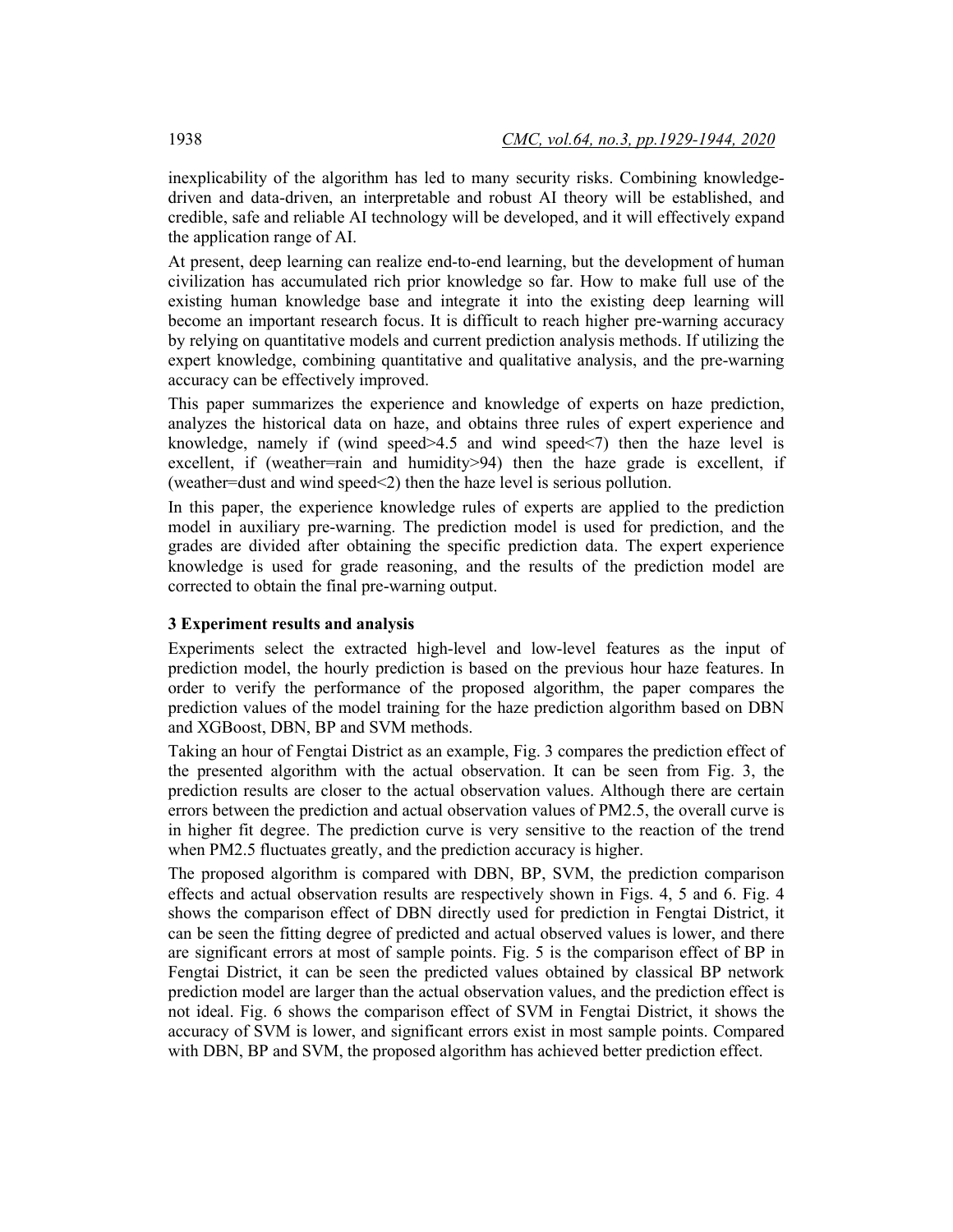inexplicability of the algorithm has led to many security risks. Combining knowledge-driven and data-driven, an interpretable and robust AI theory will be established, and credible, safe and reliable AI technology will be developed, and it will effectively expand the application range of AI.

At present, deep learning can realize end-to-end learning, but the development of human civilization has accumulated rich prior knowledge so far. How to make full use of the existing human knowledge base and integrate it into the existing deep learning will become an important research focus. It is difficult to reach higher pre-warning accuracy by relying on quantitative models and current prediction analysis methods. If utilizing the expert knowledge, combining quantitative and qualitative analysis, and the pre-warning accuracy can be effectively improved.

This paper summarizes the experience and knowledge of experts on haze prediction, analyzes the historical data on haze, and obtains three rules of expert experience and knowledge, namely if (wind speed>4.5 and wind speed<7) then the haze level is excellent, if (weather=rain and humidity>94) then the haze grade is excellent, if (weather=dust and wind speed<2) then the haze level is serious pollution.

In this paper, the experience knowledge rules of experts are applied to the prediction model in auxiliary pre-warning. The prediction model is used for prediction, and the grades are divided after obtaining the specific prediction data. The expert experience knowledge is used for grade reasoning, and the results of the prediction model are corrected to obtain the final pre-warning output.

## 3 Experiment results and analysis

Experiments select the extracted high-level and low-level features as the input of prediction model, the hourly prediction is based on the previous hour haze features. In order to verify the performance of the proposed algorithm, the paper compares the prediction values of the model training for the haze prediction algorithm based on DBN and XGBoost, DBN, BP and SVM methods.

Taking an hour of Fengtai District as an example, Fig. 3 compares the prediction effect of the presented algorithm with the actual observation. It can be seen from Fig. 3, the prediction results are closer to the actual observation values. Although there are certain errors between the prediction and actual observation values of PM2.5, the overall curve is in higher fit degree. The prediction curve is very sensitive to the reaction of the trend when PM2.5 fluctuates greatly, and the prediction accuracy is higher.

The proposed algorithm is compared with DBN, BP, SVM, the prediction comparison effects and actual observation results are respectively shown in Figs. 4, 5 and 6. Fig. 4 shows the comparison effect of DBN directly used for prediction in Fengtai District, it can be seen the fitting degree of predicted and actual observed values is lower, and there are significant errors at most of sample points. Fig. 5 is the comparison effect of BP in Fengtai District, it can be seen the predicted values obtained by classical BP network prediction model are larger than the actual observation values, and the prediction effect is not ideal. Fig. 6 shows the comparison effect of SVM in Fengtai District, it shows the accuracy of SVM is lower, and significant errors exist in most sample points. Compared with DBN, BP and SVM, the proposed algorithm has achieved better prediction effect.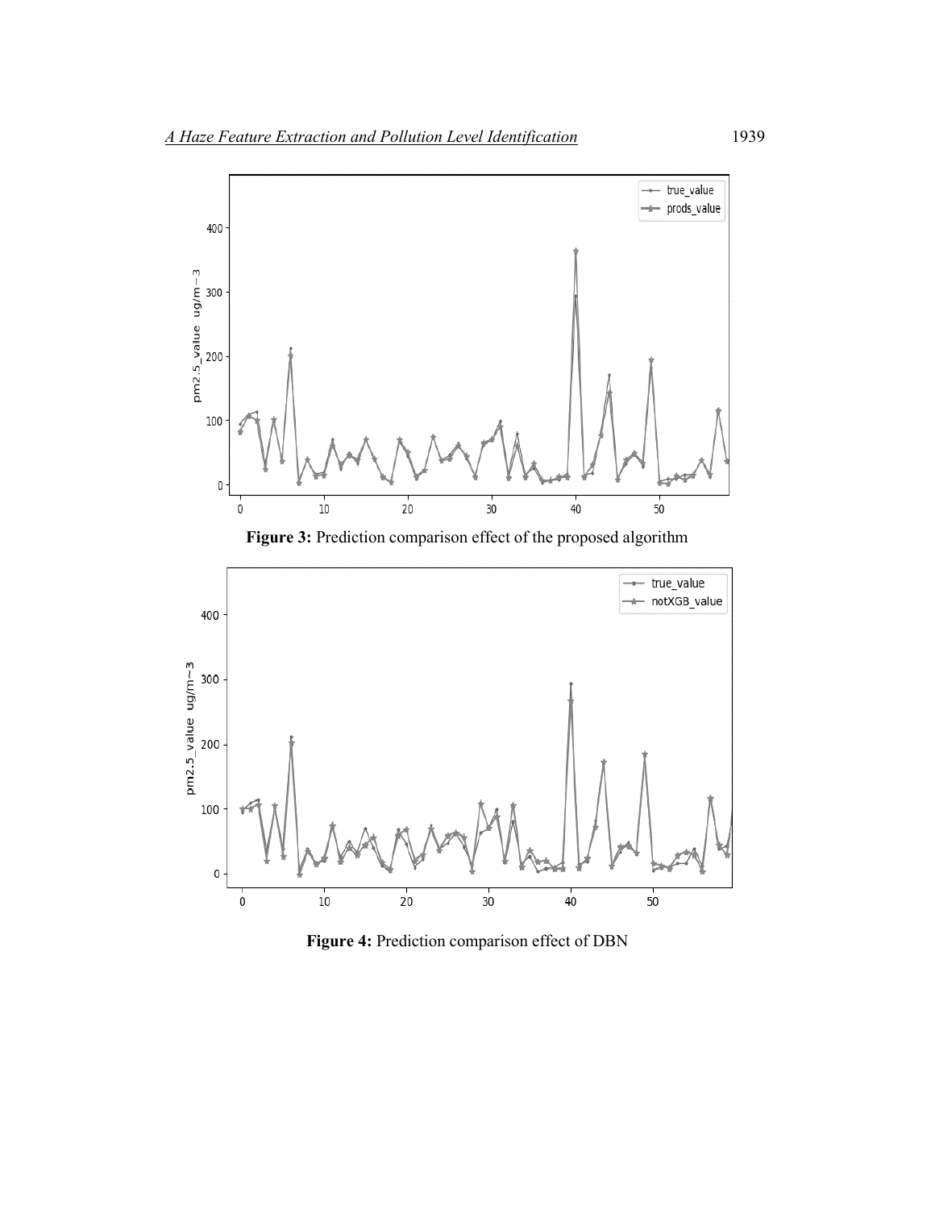**Figure 3:** Prediction comparison effect of the proposed algorithm

**Figure 4:** Prediction comparison effect of DBN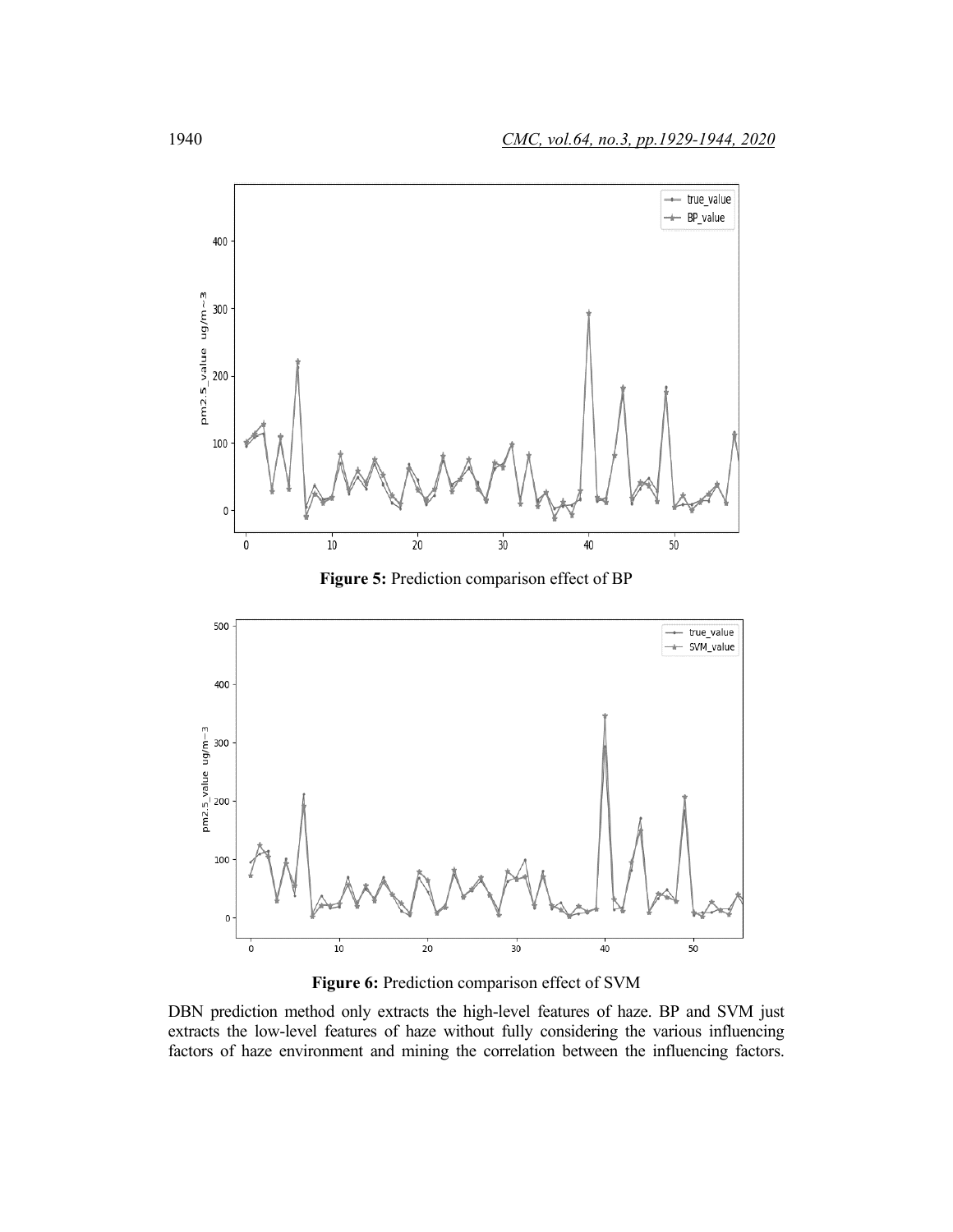**Figure 5:** Prediction comparison effect of BP

**Figure 6:** Prediction comparison effect of SVM

DBN prediction method only extracts the high-level features of haze. BP and SVM just extracts the low-level features of haze without fully considering the various influencing factors of haze environment and mining the correlation between the influencing factors.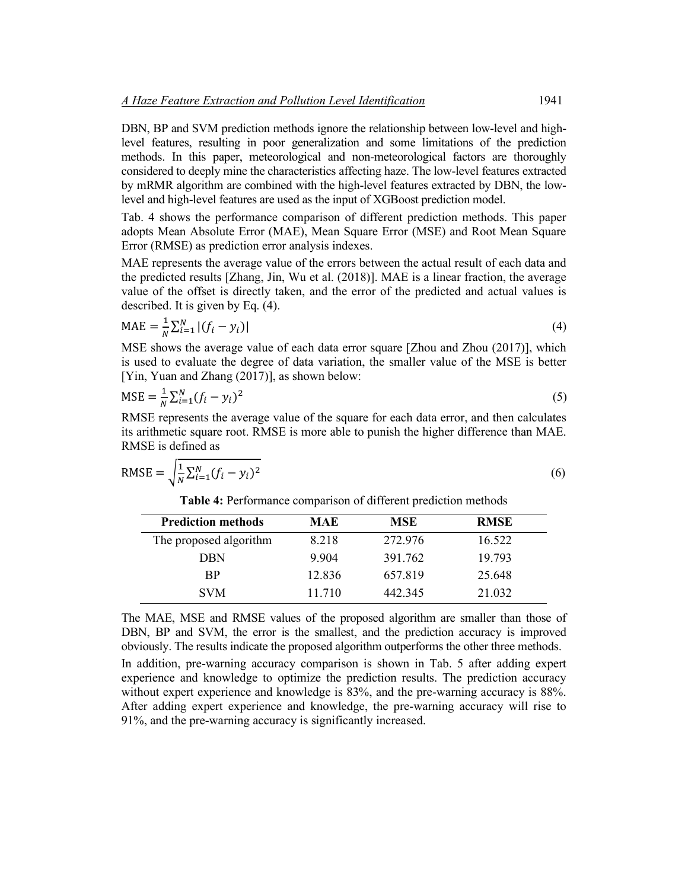DBN, BP and SVM prediction methods ignore the relationship between low-level and high-level features, resulting in poor generalization and some limitations of the prediction methods. In this paper, meteorological and non-meteorological factors are thoroughly considered to deeply mine the characteristics affecting haze. The low-level features extracted by mRMR algorithm are combined with the high-level features extracted by DBN, the low-level and high-level features are used as the input of XGBoost prediction model.

Tab. 4 shows the performance comparison of different prediction methods. This paper adopts Mean Absolute Error (MAE), Mean Square Error (MSE) and Root Mean Square Error (RMSE) as prediction error analysis indexes.

MAE represents the average value of the errors between the actual result of each data and the predicted results [Zhang, Jin, Wu et al. (2018)]. MAE is a linear fraction, the average value of the offset is directly taken, and the error of the predicted and actual values is described. It is given by Eq. (4).

$$\text{MAE} = \frac{1}{N}\sum_{i=1}^{N}|(f_i - y_i)| \tag{4}$$

MSE shows the average value of each data error square [Zhou and Zhou (2017)], which is used to evaluate the degree of data variation, the smaller value of the MSE is better [Yin, Yuan and Zhang (2017)], as shown below:

$$\text{MSE} = \frac{1}{N}\sum_{i=1}^{N}(f_i - y_i)^2 \tag{5}$$

RMSE represents the average value of the square for each data error, and then calculates its arithmetic square root. RMSE is more able to punish the higher difference than MAE. RMSE is defined as

$$\text{RMSE} = \sqrt{\frac{1}{N}\sum_{i=1}^{N}(f_i - y_i)^2} \tag{6}$$

**Table 4:** Performance comparison of different prediction methods

| Prediction methods | MAE | MSE | RMSE |
|---|---|---|---|
| The proposed algorithm | 8.218 | 272.976 | 16.522 |
| DBN | 9.904 | 391.762 | 19.793 |
| BP | 12.836 | 657.819 | 25.648 |
| SVM | 11.710 | 442.345 | 21.032 |

The MAE, MSE and RMSE values of the proposed algorithm are smaller than those of DBN, BP and SVM, the error is the smallest, and the prediction accuracy is improved obviously. The results indicate the proposed algorithm outperforms the other three methods.

In addition, pre-warning accuracy comparison is shown in Tab. 5 after adding expert experience and knowledge to optimize the prediction results. The prediction accuracy without expert experience and knowledge is 83%, and the pre-warning accuracy is 88%. After adding expert experience and knowledge, the pre-warning accuracy will rise to 91%, and the pre-warning accuracy is significantly increased.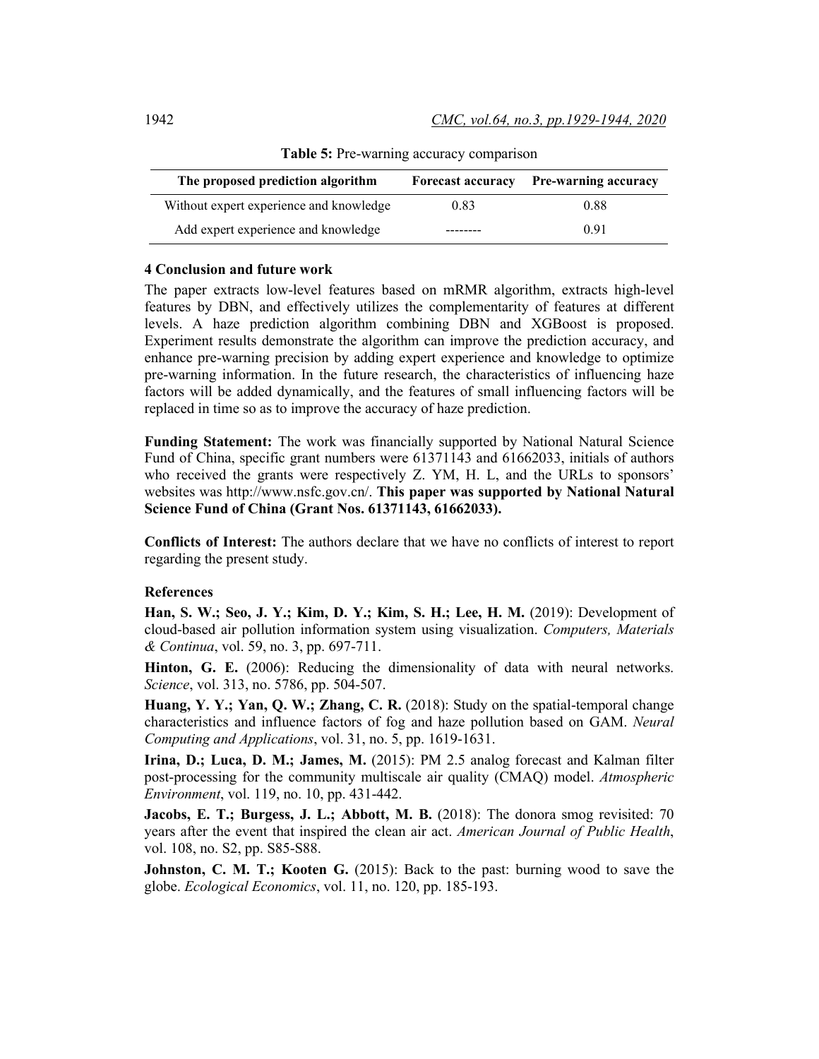**Table 5:** Pre-warning accuracy comparison

| The proposed prediction algorithm | Forecast accuracy | Pre-warning accuracy |
|---|---|---|
| Without expert experience and knowledge | 0.83 | 0.88 |
| Add expert experience and knowledge | -------- | 0.91 |

## 4 Conclusion and future work

The paper extracts low-level features based on mRMR algorithm, extracts high-level features by DBN, and effectively utilizes the complementarity of features at different levels. A haze prediction algorithm combining DBN and XGBoost is proposed. Experiment results demonstrate the algorithm can improve the prediction accuracy, and enhance pre-warning precision by adding expert experience and knowledge to optimize pre-warning information. In the future research, the characteristics of influencing haze factors will be added dynamically, and the features of small influencing factors will be replaced in time so as to improve the accuracy of haze prediction.

**Funding Statement:** The work was financially supported by National Natural Science Fund of China, specific grant numbers were 61371143 and 61662033, initials of authors who received the grants were respectively Z. YM, H. L, and the URLs to sponsors' websites was http://www.nsfc.gov.cn/. **This paper was supported by National Natural Science Fund of China (Grant Nos. 61371143, 61662033).**

**Conflicts of Interest:** The authors declare that we have no conflicts of interest to report regarding the present study.

## References

**Han, S. W.; Seo, J. Y.; Kim, D. Y.; Kim, S. H.; Lee, H. M.** (2019): Development of cloud-based air pollution information system using visualization. *Computers, Materials & Continua*, vol. 59, no. 3, pp. 697-711.

**Hinton, G. E.** (2006): Reducing the dimensionality of data with neural networks. *Science*, vol. 313, no. 5786, pp. 504-507.

**Huang, Y. Y.; Yan, Q. W.; Zhang, C. R.** (2018): Study on the spatial-temporal change characteristics and influence factors of fog and haze pollution based on GAM. *Neural Computing and Applications*, vol. 31, no. 5, pp. 1619-1631.

**Irina, D.; Luca, D. M.; James, M.** (2015): PM 2.5 analog forecast and Kalman filter post-processing for the community multiscale air quality (CMAQ) model. *Atmospheric Environment*, vol. 119, no. 10, pp. 431-442.

**Jacobs, E. T.; Burgess, J. L.; Abbott, M. B.** (2018): The donora smog revisited: 70 years after the event that inspired the clean air act. *American Journal of Public Health*, vol. 108, no. S2, pp. S85-S88.

**Johnston, C. M. T.; Kooten G.** (2015): Back to the past: burning wood to save the globe. *Ecological Economics*, vol. 11, no. 120, pp. 185-193.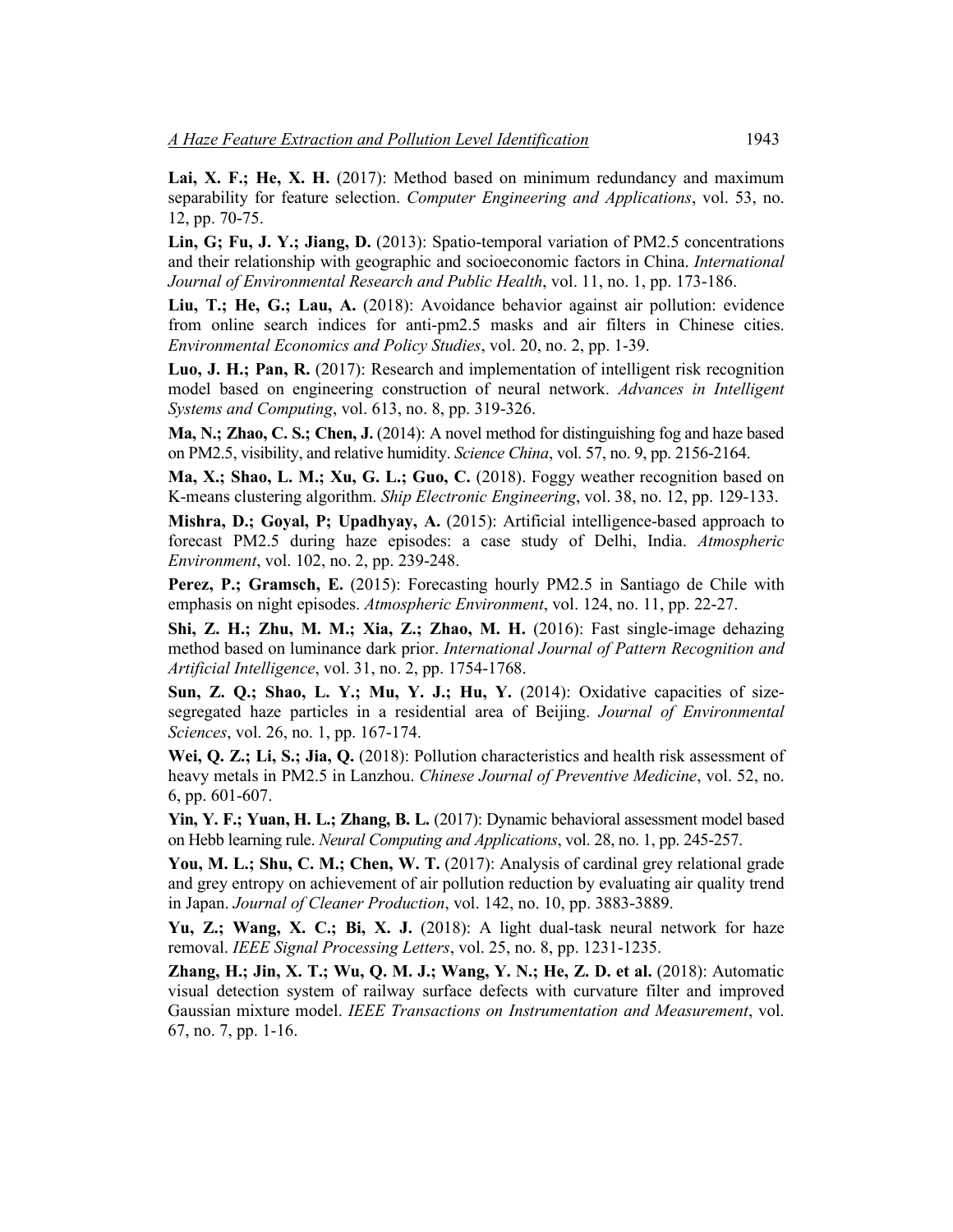**Lai, X. F.; He, X. H.** (2017): Method based on minimum redundancy and maximum separability for feature selection. *Computer Engineering and Applications*, vol. 53, no. 12, pp. 70-75.

**Lin, G; Fu, J. Y.; Jiang, D.** (2013): Spatio-temporal variation of PM2.5 concentrations and their relationship with geographic and socioeconomic factors in China. *International Journal of Environmental Research and Public Health*, vol. 11, no. 1, pp. 173-186.

**Liu, T.; He, G.; Lau, A.** (2018): Avoidance behavior against air pollution: evidence from online search indices for anti-pm2.5 masks and air filters in Chinese cities. *Environmental Economics and Policy Studies*, vol. 20, no. 2, pp. 1-39.

**Luo, J. H.; Pan, R.** (2017): Research and implementation of intelligent risk recognition model based on engineering construction of neural network. *Advances in Intelligent Systems and Computing*, vol. 613, no. 8, pp. 319-326.

**Ma, N.; Zhao, C. S.; Chen, J.** (2014): A novel method for distinguishing fog and haze based on PM2.5, visibility, and relative humidity. *Science China*, vol. 57, no. 9, pp. 2156-2164.

**Ma, X.; Shao, L. M.; Xu, G. L.; Guo, C.** (2018). Foggy weather recognition based on K-means clustering algorithm. *Ship Electronic Engineering*, vol. 38, no. 12, pp. 129-133.

**Mishra, D.; Goyal, P; Upadhyay, A.** (2015): Artificial intelligence-based approach to forecast PM2.5 during haze episodes: a case study of Delhi, India. *Atmospheric Environment*, vol. 102, no. 2, pp. 239-248.

**Perez, P.; Gramsch, E.** (2015): Forecasting hourly PM2.5 in Santiago de Chile with emphasis on night episodes. *Atmospheric Environment*, vol. 124, no. 11, pp. 22-27.

**Shi, Z. H.; Zhu, M. M.; Xia, Z.; Zhao, M. H.** (2016): Fast single-image dehazing method based on luminance dark prior. *International Journal of Pattern Recognition and Artificial Intelligence*, vol. 31, no. 2, pp. 1754-1768.

**Sun, Z. Q.; Shao, L. Y.; Mu, Y. J.; Hu, Y.** (2014): Oxidative capacities of size-segregated haze particles in a residential area of Beijing. *Journal of Environmental Sciences*, vol. 26, no. 1, pp. 167-174.

**Wei, Q. Z.; Li, S.; Jia, Q.** (2018): Pollution characteristics and health risk assessment of heavy metals in PM2.5 in Lanzhou. *Chinese Journal of Preventive Medicine*, vol. 52, no. 6, pp. 601-607.

**Yin, Y. F.; Yuan, H. L.; Zhang, B. L.** (2017): Dynamic behavioral assessment model based on Hebb learning rule. *Neural Computing and Applications*, vol. 28, no. 1, pp. 245-257.

**You, M. L.; Shu, C. M.; Chen, W. T.** (2017): Analysis of cardinal grey relational grade and grey entropy on achievement of air pollution reduction by evaluating air quality trend in Japan. *Journal of Cleaner Production*, vol. 142, no. 10, pp. 3883-3889.

**Yu, Z.; Wang, X. C.; Bi, X. J.** (2018): A light dual-task neural network for haze removal. *IEEE Signal Processing Letters*, vol. 25, no. 8, pp. 1231-1235.

**Zhang, H.; Jin, X. T.; Wu, Q. M. J.; Wang, Y. N.; He, Z. D. et al.** (2018): Automatic visual detection system of railway surface defects with curvature filter and improved Gaussian mixture model. *IEEE Transactions on Instrumentation and Measurement*, vol. 67, no. 7, pp. 1-16.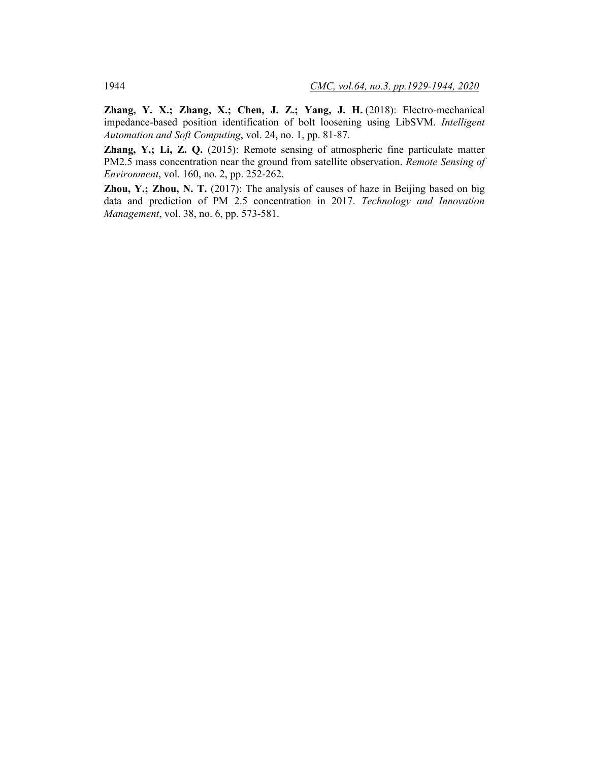**Zhang, Y. X.; Zhang, X.; Chen, J. Z.; Yang, J. H.** (2018): Electro-mechanical impedance-based position identification of bolt loosening using LibSVM. *Intelligent Automation and Soft Computing*, vol. 24, no. 1, pp. 81-87.

**Zhang, Y.; Li, Z. Q.** (2015): Remote sensing of atmospheric fine particulate matter PM2.5 mass concentration near the ground from satellite observation. *Remote Sensing of Environment*, vol. 160, no. 2, pp. 252-262.

**Zhou, Y.; Zhou, N. T.** (2017): The analysis of causes of haze in Beijing based on big data and prediction of PM 2.5 concentration in 2017. *Technology and Innovation Management*, vol. 38, no. 6, pp. 573-581.